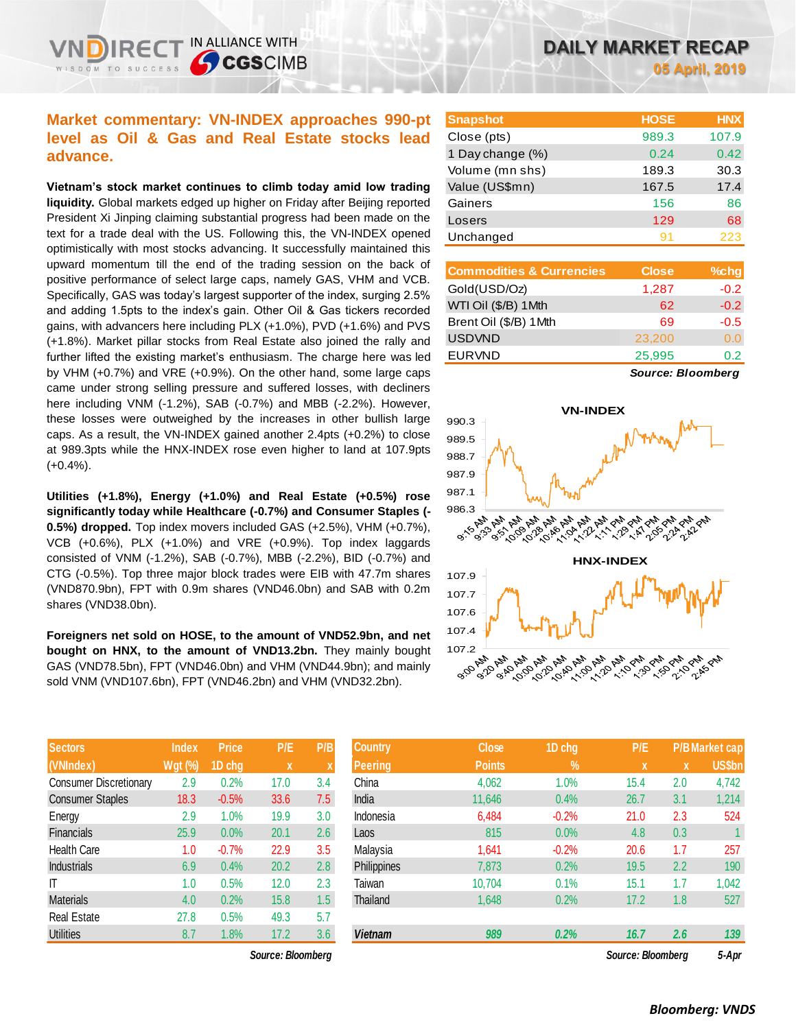# DAILY MARKET RECAP

05 April, 2019

## Market commentary: VN-INDEX approaches 990-pt level as Oil & Gas and Real Estate stocks lead advance.

**Vietnam's stock market continues to climb today amid low trading liquidity.** Global markets edged up higher on Friday after Beijing reported President Xi Jinping claiming substantial progress had been made on the text for a trade deal with the US. Following this, the VN-INDEX opened optimistically with most stocks advancing. It successfully maintained this upward momentum till the end of the trading session on the back of positive performance of select large caps, namely GAS, VHM and VCB. Specifically, GAS was today's largest supporter of the index, surging 2.5% and adding 1.5pts to the index's gain. Other Oil & Gas tickers recorded gains, with advancers here including PLX (+1.0%), PVD (+1.6%) and PVS (+1.8%). Market pillar stocks from Real Estate also joined the rally and further lifted the existing market's enthusiasm. The charge here was led by VHM (+0.7%) and VRE (+0.9%). On the other hand, some large caps came under strong selling pressure and suffered losses, with decliners here including VNM (-1.2%), SAB (-0.7%) and MBB (-2.2%). However, these losses were outweighed by the increases in other bullish large caps. As a result, the VN-INDEX gained another 2.4pts (+0.2%) to close at 989.3pts while the HNX-INDEX rose even higher to land at 107.9pts (+0.4%).

**Utilities (+1.8%), Energy (+1.0%) and Real Estate (+0.5%) rose significantly today while Healthcare (-0.7%) and Consumer Staples (-0.5%) dropped.** Top index movers included GAS (+2.5%), VHM (+0.7%), VCB (+0.6%), PLX (+1.0%) and VRE (+0.9%). Top index laggards consisted of VNM (-1.2%), SAB (-0.7%), MBB (-2.2%), BID (-0.7%) and CTG (-0.5%). Top three major block trades were EIB with 47.7m shares (VND870.9bn), FPT with 0.9m shares (VND46.0bn) and SAB with 0.2m shares (VND38.0bn).

**Foreigners net sold on HOSE, to the amount of VND52.9bn, and net bought on HNX, to the amount of VND13.2bn.** They mainly bought GAS (VND78.5bn), FPT (VND46.0bn) and VHM (VND44.9bn); and mainly sold VNM (VND107.6bn), FPT (VND46.2bn) and VHM (VND32.2bn).

| Snapshot | HOSE | HNX |
|---|---|---|
| Close (pts) | 989.3 | 107.9 |
| 1 Day change (%) | 0.24 | 0.42 |
| Volume (mn shs) | 189.3 | 30.3 |
| Value (US$mn) | 167.5 | 17.4 |
| Gainers | 156 | 86 |
| Losers | 129 | 68 |
| Unchanged | 91 | 223 |

| Commodities & Currencies | Close | %chg |
|---|---|---|
| Gold(USD/Oz) | 1,287 | -0.2 |
| WTI Oil ($/B) 1Mth | 62 | -0.2 |
| Brent Oil ($/B) 1Mth | 69 | -0.5 |
| USDVND | 23,200 | 0.0 |
| EURVND | 25,995 | 0.2 |

*Source: Bloomberg*

| Sectors (VNIndex) | Index Wgt (%) | Price 1D chg | P/E x | P/B x |
|---|---|---|---|---|
| Consumer Discretionary | 2.9 | 0.2% | 17.0 | 3.4 |
| Consumer Staples | 18.3 | -0.5% | 33.6 | 7.5 |
| Energy | 2.9 | 1.0% | 19.9 | 3.0 |
| Financials | 25.9 | 0.0% | 20.1 | 2.6 |
| Health Care | 1.0 | -0.7% | 22.9 | 3.5 |
| Industrials | 6.9 | 0.4% | 20.2 | 2.8 |
| IT | 1.0 | 0.5% | 12.0 | 2.3 |
| Materials | 4.0 | 0.2% | 15.8 | 1.5 |
| Real Estate | 27.8 | 0.5% | 49.3 | 5.7 |
| Utilities | 8.7 | 1.8% | 17.2 | 3.6 |

*Source: Bloomberg*

| Country Peering | Close Points | 1D chg % | P/E x | P/B x | Market cap US$bn |
|---|---|---|---|---|---|
| China | 4,062 | 1.0% | 15.4 | 2.0 | 4,742 |
| India | 11,646 | 0.4% | 26.7 | 3.1 | 1,214 |
| Indonesia | 6,484 | -0.2% | 21.0 | 2.3 | 524 |
| Laos | 815 | 0.0% | 4.8 | 0.3 | 1 |
| Malaysia | 1,641 | -0.2% | 20.6 | 1.7 | 257 |
| Philippines | 7,873 | 0.2% | 19.5 | 2.2 | 190 |
| Taiwan | 10,704 | 0.1% | 15.1 | 1.7 | 1,042 |
| Thailand | 1,648 | 0.2% | 17.2 | 1.8 | 527 |
| ***Vietnam*** | ***989*** | ***0.2%*** | ***16.7*** | ***2.6*** | ***139*** |

*Source: Bloomberg* 5-Apr

***Bloomberg: VNDS***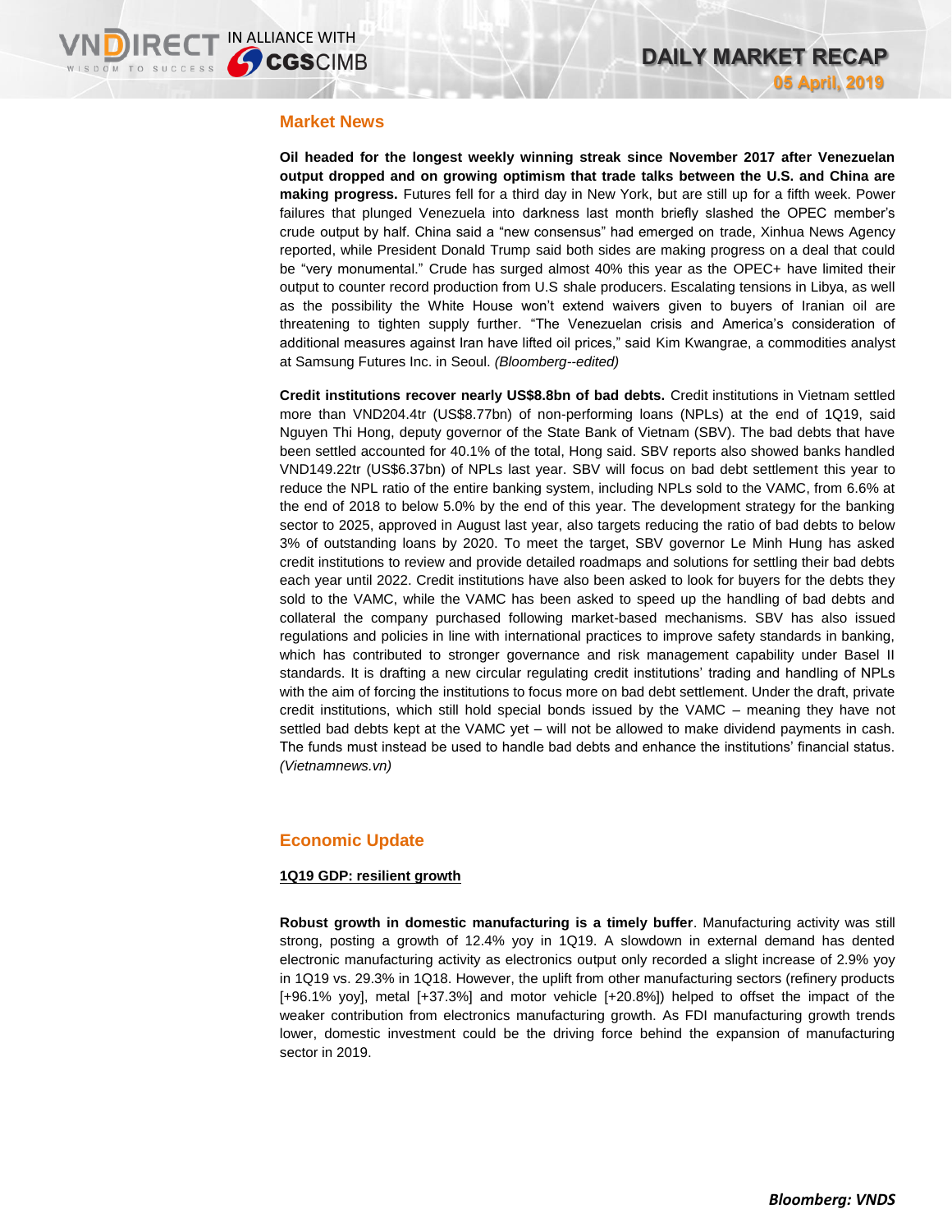## Market News

**Oil headed for the longest weekly winning streak since November 2017 after Venezuelan output dropped and on growing optimism that trade talks between the U.S. and China are making progress.** Futures fell for a third day in New York, but are still up for a fifth week. Power failures that plunged Venezuela into darkness last month briefly slashed the OPEC member's crude output by half. China said a "new consensus" had emerged on trade, Xinhua News Agency reported, while President Donald Trump said both sides are making progress on a deal that could be "very monumental." Crude has surged almost 40% this year as the OPEC+ have limited their output to counter record production from U.S shale producers. Escalating tensions in Libya, as well as the possibility the White House won't extend waivers given to buyers of Iranian oil are threatening to tighten supply further. "The Venezuelan crisis and America's consideration of additional measures against Iran have lifted oil prices," said Kim Kwangrae, a commodities analyst at Samsung Futures Inc. in Seoul. *(Bloomberg--edited)*

**Credit institutions recover nearly US$8.8bn of bad debts.** Credit institutions in Vietnam settled more than VND204.4tr (US$8.77bn) of non-performing loans (NPLs) at the end of 1Q19, said Nguyen Thi Hong, deputy governor of the State Bank of Vietnam (SBV). The bad debts that have been settled accounted for 40.1% of the total, Hong said. SBV reports also showed banks handled VND149.22tr (US$6.37bn) of NPLs last year. SBV will focus on bad debt settlement this year to reduce the NPL ratio of the entire banking system, including NPLs sold to the VAMC, from 6.6% at the end of 2018 to below 5.0% by the end of this year. The development strategy for the banking sector to 2025, approved in August last year, also targets reducing the ratio of bad debts to below 3% of outstanding loans by 2020. To meet the target, SBV governor Le Minh Hung has asked credit institutions to review and provide detailed roadmaps and solutions for settling their bad debts each year until 2022. Credit institutions have also been asked to look for buyers for the debts they sold to the VAMC, while the VAMC has been asked to speed up the handling of bad debts and collateral the company purchased following market-based mechanisms. SBV has also issued regulations and policies in line with international practices to improve safety standards in banking, which has contributed to stronger governance and risk management capability under Basel II standards. It is drafting a new circular regulating credit institutions' trading and handling of NPLs with the aim of forcing the institutions to focus more on bad debt settlement. Under the draft, private credit institutions, which still hold special bonds issued by the VAMC – meaning they have not settled bad debts kept at the VAMC yet – will not be allowed to make dividend payments in cash. The funds must instead be used to handle bad debts and enhance the institutions' financial status. *(Vietnamnews.vn)*

## Economic Update

**1Q19 GDP: resilient growth**

**Robust growth in domestic manufacturing is a timely buffer**. Manufacturing activity was still strong, posting a growth of 12.4% yoy in 1Q19. A slowdown in external demand has dented electronic manufacturing activity as electronics output only recorded a slight increase of 2.9% yoy in 1Q19 vs. 29.3% in 1Q18. However, the uplift from other manufacturing sectors (refinery products [+96.1% yoy], metal [+37.3%] and motor vehicle [+20.8%]) helped to offset the impact of the weaker contribution from electronics manufacturing growth. As FDI manufacturing growth trends lower, domestic investment could be the driving force behind the expansion of manufacturing sector in 2019.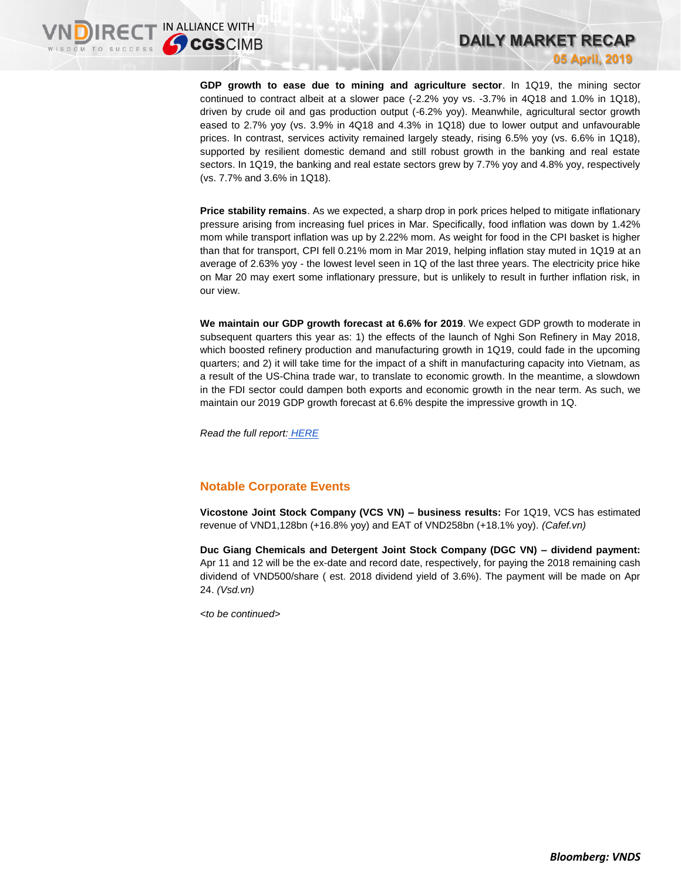**GDP growth to ease due to mining and agriculture sector**. In 1Q19, the mining sector continued to contract albeit at a slower pace (-2.2% yoy vs. -3.7% in 4Q18 and 1.0% in 1Q18), driven by crude oil and gas production output (-6.2% yoy). Meanwhile, agricultural sector growth eased to 2.7% yoy (vs. 3.9% in 4Q18 and 4.3% in 1Q18) due to lower output and unfavourable prices. In contrast, services activity remained largely steady, rising 6.5% yoy (vs. 6.6% in 1Q18), supported by resilient domestic demand and still robust growth in the banking and real estate sectors. In 1Q19, the banking and real estate sectors grew by 7.7% yoy and 4.8% yoy, respectively (vs. 7.7% and 3.6% in 1Q18).

**Price stability remains**. As we expected, a sharp drop in pork prices helped to mitigate inflationary pressure arising from increasing fuel prices in Mar. Specifically, food inflation was down by 1.42% mom while transport inflation was up by 2.22% mom. As weight for food in the CPI basket is higher than that for transport, CPI fell 0.21% mom in Mar 2019, helping inflation stay muted in 1Q19 at an average of 2.63% yoy - the lowest level seen in 1Q of the last three years. The electricity price hike on Mar 20 may exert some inflationary pressure, but is unlikely to result in further inflation risk, in our view.

**We maintain our GDP growth forecast at 6.6% for 2019**. We expect GDP growth to moderate in subsequent quarters this year as: 1) the effects of the launch of Nghi Son Refinery in May 2018, which boosted refinery production and manufacturing growth in 1Q19, could fade in the upcoming quarters; and 2) it will take time for the impact of a shift in manufacturing capacity into Vietnam, as a result of the US-China trade war, to translate to economic growth. In the meantime, a slowdown in the FDI sector could dampen both exports and economic growth in the near term. As such, we maintain our 2019 GDP growth forecast at 6.6% despite the impressive growth in 1Q.

*Read the full report:* HERE

## Notable Corporate Events

**Vicostone Joint Stock Company (VCS VN) – business results:** For 1Q19, VCS has estimated revenue of VND1,128bn (+16.8% yoy) and EAT of VND258bn (+18.1% yoy). *(Cafef.vn)*

**Duc Giang Chemicals and Detergent Joint Stock Company (DGC VN) – dividend payment:** Apr 11 and 12 will be the ex-date and record date, respectively, for paying the 2018 remaining cash dividend of VND500/share ( est. 2018 dividend yield of 3.6%). The payment will be made on Apr 24. *(Vsd.vn)*

*<to be continued>*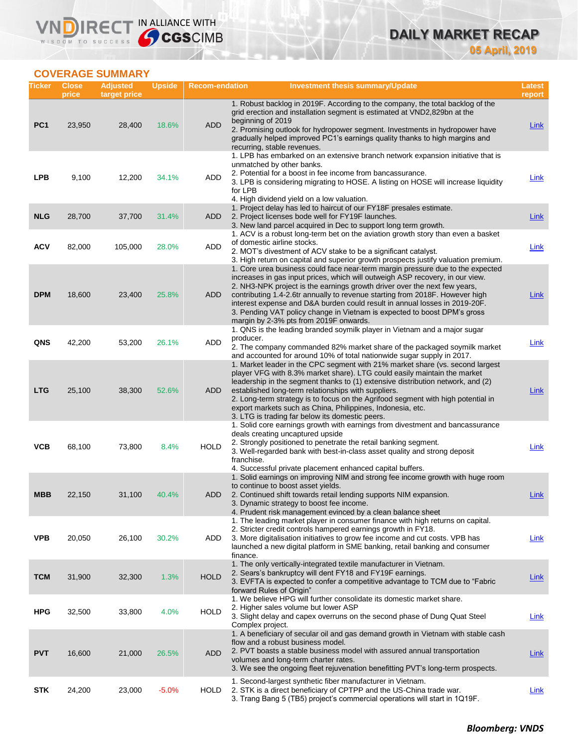## COVERAGE SUMMARY

| Ticker | Close price | Adjusted target price | Upside | Recom-endation | Investment thesis summary/Update | Latest report |
|---|---|---|---|---|---|---|
| PC1 | 23,950 | 28,400 | 18.6% | ADD | 1. Robust backlog in 2019F. According to the company, the total backlog of the grid erection and installation segment is estimated at VND2,829bn at the beginning of 2019<br>2. Promising outlook for hydropower segment. Investments in hydropower have gradually helped improved PC1's earnings quality thanks to high margins and recurring, stable revenues. | Link |
| LPB | 9,100 | 12,200 | 34.1% | ADD | 1. LPB has embarked on an extensive branch network expansion initiative that is unmatched by other banks.<br>2. Potential for a boost in fee income from bancassurance.<br>3. LPB is considering migrating to HOSE. A listing on HOSE will increase liquidity for LPB<br>4. High dividend yield on a low valuation. | Link |
| NLG | 28,700 | 37,700 | 31.4% | ADD | 1. Project delay has led to haircut of our FY18F presales estimate.<br>2. Project licenses bode well for FY19F launches.<br>3. New land parcel acquired in Dec to support long term growth. | Link |
| ACV | 82,000 | 105,000 | 28.0% | ADD | 1. ACV is a robust long-term bet on the aviation growth story than even a basket of domestic airline stocks.<br>2. MOT's divestment of ACV stake to be a significant catalyst.<br>3. High return on capital and superior growth prospects justify valuation premium. | Link |
| DPM | 18,600 | 23,400 | 25.8% | ADD | 1. Core urea business could face near-term margin pressure due to the expected increases in gas input prices, which will outweigh ASP recovery, in our view.<br>2. NH3-NPK project is the earnings growth driver over the next few years, contributing 1.4-2.6tr annually to revenue starting from 2018F. However high interest expense and D&A burden could result in annual losses in 2019-20F.<br>3. Pending VAT policy change in Vietnam is expected to boost DPM's gross margin by 2-3% pts from 2019F onwards. | Link |
| QNS | 42,200 | 53,200 | 26.1% | ADD | 1. QNS is the leading branded soymilk player in Vietnam and a major sugar producer.<br>2. The company commanded 82% market share of the packaged soymilk market and accounted for around 10% of total nationwide sugar supply in 2017. | Link |
| LTG | 25,100 | 38,300 | 52.6% | ADD | 1. Market leader in the CPC segment with 21% market share (vs. second largest player VFG with 8.3% market share). LTG could easily maintain the market leadership in the segment thanks to (1) extensive distribution network, and (2) established long-term relationships with suppliers.<br>2. Long-term strategy is to focus on the Agrifood segment with high potential in export markets such as China, Philippines, Indonesia, etc.<br>3. LTG is trading far below its domestic peers. | Link |
| VCB | 68,100 | 73,800 | 8.4% | HOLD | 1. Solid core earnings growth with earnings from divestment and bancassurance deals creating uncaptured upside<br>2. Strongly positioned to penetrate the retail banking segment.<br>3. Well-regarded bank with best-in-class asset quality and strong deposit franchise.<br>4. Successful private placement enhanced capital buffers. | Link |
| MBB | 22,150 | 31,100 | 40.4% | ADD | 1. Solid earnings on improving NIM and strong fee income growth with huge room to continue to boost asset yields.<br>2. Continued shift towards retail lending supports NIM expansion.<br>3. Dynamic strategy to boost fee income.<br>4. Prudent risk management evinced by a clean balance sheet | Link |
| VPB | 20,050 | 26,100 | 30.2% | ADD | 1. The leading market player in consumer finance with high returns on capital.<br>2. Stricter credit controls hampered earnings growth in FY18.<br>3. More digitalisation initiatives to grow fee income and cut costs. VPB has launched a new digital platform in SME banking, retail banking and consumer finance. | Link |
| TCM | 31,900 | 32,300 | 1.3% | HOLD | 1. The only vertically-integrated textile manufacturer in Vietnam.<br>2. Sears's bankruptcy will dent FY18 and FY19F earnings.<br>3. EVFTA is expected to confer a competitive advantage to TCM due to "Fabric forward Rules of Origin" | Link |
| HPG | 32,500 | 33,800 | 4.0% | HOLD | 1. We believe HPG will further consolidate its domestic market share.<br>2. Higher sales volume but lower ASP<br>3. Slight delay and capex overruns on the second phase of Dung Quat Steel Complex project. | Link |
| PVT | 16,600 | 21,000 | 26.5% | ADD | 1. A beneficiary of secular oil and gas demand growth in Vietnam with stable cash flow and a robust business model.<br>2. PVT boasts a stable business model with assured annual transportation volumes and long-term charter rates.<br>3. We see the ongoing fleet rejuvenation benefitting PVT's long-term prospects. | Link |
| STK | 24,200 | 23,000 | -5.0% | HOLD | 1. Second-largest synthetic fiber manufacturer in Vietnam.<br>2. STK is a direct beneficiary of CPTPP and the US-China trade war.<br>3. Trang Bang 5 (TB5) project's commercial operations will start in 1Q19F. | Link |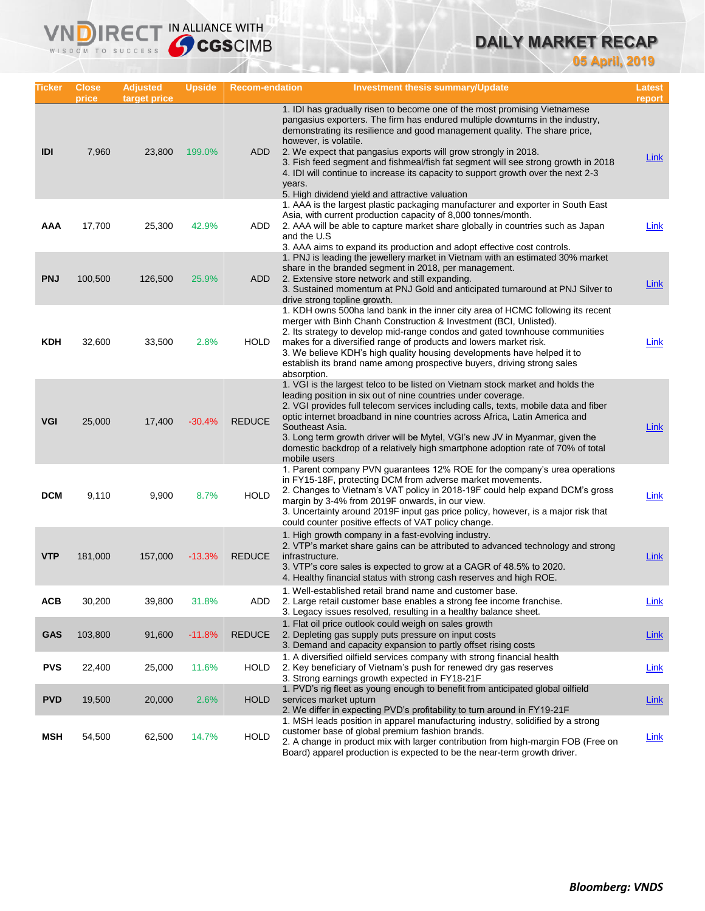# DAILY MARKET RECAP

**05 April, 2019**

| Ticker | Close price | Adjusted target price | Upside | Recom-endation | Investment thesis summary/Update | Latest report |
|---|---|---|---|---|---|---|
| IDI | 7,960 | 23,800 | 199.0% | ADD | 1. IDI has gradually risen to become one of the most promising Vietnamese pangasius exporters. The firm has endured multiple downturns in the industry, demonstrating its resilience and good management quality. The share price, however, is volatile.<br>2. We expect that pangasius exports will grow strongly in 2018.<br>3. Fish feed segment and fishmeal/fish fat segment will see strong growth in 2018<br>4. IDI will continue to increase its capacity to support growth over the next 2-3 years.<br>5. High dividend yield and attractive valuation | Link |
| AAA | 17,700 | 25,300 | 42.9% | ADD | 1. AAA is the largest plastic packaging manufacturer and exporter in South East Asia, with current production capacity of 8,000 tonnes/month.<br>2. AAA will be able to capture market share globally in countries such as Japan and the U.S<br>3. AAA aims to expand its production and adopt effective cost controls. | Link |
| PNJ | 100,500 | 126,500 | 25.9% | ADD | 1. PNJ is leading the jewellery market in Vietnam with an estimated 30% market share in the branded segment in 2018, per management.<br>2. Extensive store network and still expanding.<br>3. Sustained momentum at PNJ Gold and anticipated turnaround at PNJ Silver to drive strong topline growth. | Link |
| KDH | 32,600 | 33,500 | 2.8% | HOLD | 1. KDH owns 500ha land bank in the inner city area of HCMC following its recent merger with Binh Chanh Construction & Investment (BCI, Unlisted).<br>2. Its strategy to develop mid-range condos and gated townhouse communities makes for a diversified range of products and lowers market risk.<br>3. We believe KDH's high quality housing developments have helped it to establish its brand name among prospective buyers, driving strong sales absorption. | Link |
| VGI | 25,000 | 17,400 | -30.4% | REDUCE | 1. VGI is the largest telco to be listed on Vietnam stock market and holds the leading position in six out of nine countries under coverage.<br>2. VGI provides full telecom services including calls, texts, mobile data and fiber optic internet broadband in nine countries across Africa, Latin America and Southeast Asia.<br>3. Long term growth driver will be Mytel, VGI's new JV in Myanmar, given the domestic backdrop of a relatively high smartphone adoption rate of 70% of total mobile users | Link |
| DCM | 9,110 | 9,900 | 8.7% | HOLD | 1. Parent company PVN guarantees 12% ROE for the company's urea operations in FY15-18F, protecting DCM from adverse market movements.<br>2. Changes to Vietnam's VAT policy in 2018-19F could help expand DCM's gross margin by 3-4% from 2019F onwards, in our view.<br>3. Uncertainty around 2019F input gas price policy, however, is a major risk that could counter positive effects of VAT policy change. | Link |
| VTP | 181,000 | 157,000 | -13.3% | REDUCE | 1. High growth company in a fast-evolving industry.<br>2. VTP's market share gains can be attributed to advanced technology and strong infrastructure.<br>3. VTP's core sales is expected to grow at a CAGR of 48.5% to 2020.<br>4. Healthy financial status with strong cash reserves and high ROE. | Link |
| ACB | 30,200 | 39,800 | 31.8% | ADD | 1. Well-established retail brand name and customer base.<br>2. Large retail customer base enables a strong fee income franchise.<br>3. Legacy issues resolved, resulting in a healthy balance sheet. | Link |
| GAS | 103,800 | 91,600 | -11.8% | REDUCE | 1. Flat oil price outlook could weigh on sales growth<br>2. Depleting gas supply puts pressure on input costs<br>3. Demand and capacity expansion to partly offset rising costs | Link |
| PVS | 22,400 | 25,000 | 11.6% | HOLD | 1. A diversified oilfield services company with strong financial health<br>2. Key beneficiary of Vietnam's push for renewed dry gas reserves<br>3. Strong earnings growth expected in FY18-21F | Link |
| PVD | 19,500 | 20,000 | 2.6% | HOLD | 1. PVD's rig fleet as young enough to benefit from anticipated global oilfield services market upturn<br>2. We differ in expecting PVD's profitability to turn around in FY19-21F | Link |
| MSH | 54,500 | 62,500 | 14.7% | HOLD | 1. MSH leads position in apparel manufacturing industry, solidified by a strong customer base of global premium fashion brands.<br>2. A change in product mix with larger contribution from high-margin FOB (Free on Board) apparel production is expected to be the near-term growth driver. | Link |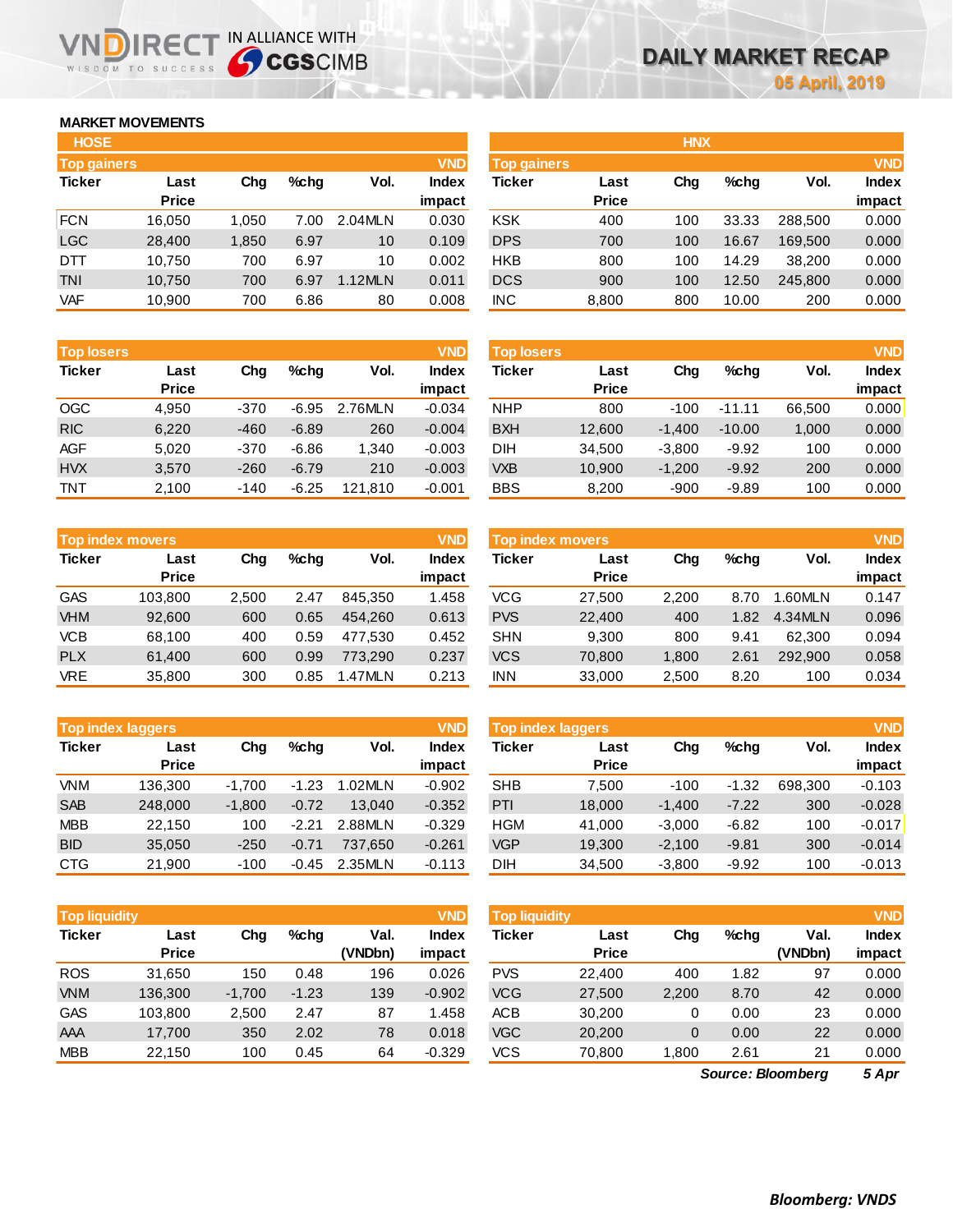# DAILY MARKET RECAP

05 April, 2019

## MARKET MOVEMENTS

### HOSE

**Top gainers** (VND)

| Ticker | Last Price | Chg | %chg | Vol. | Index impact |
|---|---|---|---|---|---|
| FCN | 16,050 | 1,050 | 7.00 | 2.04MLN | 0.030 |
| LGC | 28,400 | 1,850 | 6.97 | 10 | 0.109 |
| DTT | 10,750 | 700 | 6.97 | 10 | 0.002 |
| TNI | 10,750 | 700 | 6.97 | 1.12MLN | 0.011 |
| VAF | 10,900 | 700 | 6.86 | 80 | 0.008 |

**Top losers** (VND)

| Ticker | Last Price | Chg | %chg | Vol. | Index impact |
|---|---|---|---|---|---|
| OGC | 4,950 | -370 | -6.95 | 2.76MLN | -0.034 |
| RIC | 6,220 | -460 | -6.89 | 260 | -0.004 |
| AGF | 5,020 | -370 | -6.86 | 1,340 | -0.003 |
| HVX | 3,570 | -260 | -6.79 | 210 | -0.003 |
| TNT | 2,100 | -140 | -6.25 | 121,810 | -0.001 |

**Top index movers** (VND)

| Ticker | Last Price | Chg | %chg | Vol. | Index impact |
|---|---|---|---|---|---|
| GAS | 103,800 | 2,500 | 2.47 | 845,350 | 1.458 |
| VHM | 92,600 | 600 | 0.65 | 454,260 | 0.613 |
| VCB | 68,100 | 400 | 0.59 | 477,530 | 0.452 |
| PLX | 61,400 | 600 | 0.99 | 773,290 | 0.237 |
| VRE | 35,800 | 300 | 0.85 | 1.47MLN | 0.213 |

**Top index laggers** (VND)

| Ticker | Last Price | Chg | %chg | Vol. | Index impact |
|---|---|---|---|---|---|
| VNM | 136,300 | -1,700 | -1.23 | 1.02MLN | -0.902 |
| SAB | 248,000 | -1,800 | -0.72 | 13,040 | -0.352 |
| MBB | 22,150 | 100 | -2.21 | 2.88MLN | -0.329 |
| BID | 35,050 | -250 | -0.71 | 737,650 | -0.261 |
| CTG | 21,900 | -100 | -0.45 | 2.35MLN | -0.113 |

**Top liquidity** (VND)

| Ticker | Last Price | Chg | %chg | Val. (VNDbn) | Index impact |
|---|---|---|---|---|---|
| ROS | 31,650 | 150 | 0.48 | 196 | 0.026 |
| VNM | 136,300 | -1,700 | -1.23 | 139 | -0.902 |
| GAS | 103,800 | 2,500 | 2.47 | 87 | 1.458 |
| AAA | 17,700 | 350 | 2.02 | 78 | 0.018 |
| MBB | 22,150 | 100 | 0.45 | 64 | -0.329 |

### HNX

**Top gainers** (VND)

| Ticker | Last Price | Chg | %chg | Vol. | Index impact |
|---|---|---|---|---|---|
| KSK | 400 | 100 | 33.33 | 288,500 | 0.000 |
| DPS | 700 | 100 | 16.67 | 169,500 | 0.000 |
| HKB | 800 | 100 | 14.29 | 38,200 | 0.000 |
| DCS | 900 | 100 | 12.50 | 245,800 | 0.000 |
| INC | 8,800 | 800 | 10.00 | 200 | 0.000 |

**Top losers** (VND)

| Ticker | Last Price | Chg | %chg | Vol. | Index impact |
|---|---|---|---|---|---|
| NHP | 800 | -100 | -11.11 | 66,500 | 0.000 |
| BXH | 12,600 | -1,400 | -10.00 | 1,000 | 0.000 |
| DIH | 34,500 | -3,800 | -9.92 | 100 | 0.000 |
| VXB | 10,900 | -1,200 | -9.92 | 200 | 0.000 |
| BBS | 8,200 | -900 | -9.89 | 100 | 0.000 |

**Top index movers** (VND)

| Ticker | Last Price | Chg | %chg | Vol. | Index impact |
|---|---|---|---|---|---|
| VCG | 27,500 | 2,200 | 8.70 | 1.60MLN | 0.147 |
| PVS | 22,400 | 400 | 1.82 | 4.34MLN | 0.096 |
| SHN | 9,300 | 800 | 9.41 | 62,300 | 0.094 |
| VCS | 70,800 | 1,800 | 2.61 | 292,900 | 0.058 |
| INN | 33,000 | 2,500 | 8.20 | 100 | 0.034 |

**Top index laggers** (VND)

| Ticker | Last Price | Chg | %chg | Vol. | Index impact |
|---|---|---|---|---|---|
| SHB | 7,500 | -100 | -1.32 | 698,300 | -0.103 |
| PTI | 18,000 | -1,400 | -7.22 | 300 | -0.028 |
| HGM | 41,000 | -3,000 | -6.82 | 100 | -0.017 |
| VGP | 19,300 | -2,100 | -9.81 | 300 | -0.014 |
| DIH | 34,500 | -3,800 | -9.92 | 100 | -0.013 |

**Top liquidity** (VND)

| Ticker | Last Price | Chg | %chg | Val. (VNDbn) | Index impact |
|---|---|---|---|---|---|
| PVS | 22,400 | 400 | 1.82 | 97 | 0.000 |
| VCG | 27,500 | 2,200 | 8.70 | 42 | 0.000 |
| ACB | 30,200 | 0 | 0.00 | 23 | 0.000 |
| VGC | 20,200 | 0 | 0.00 | 22 | 0.000 |
| VCS | 70,800 | 1,800 | 2.61 | 21 | 0.000 |

*Source: Bloomberg* *5 Apr*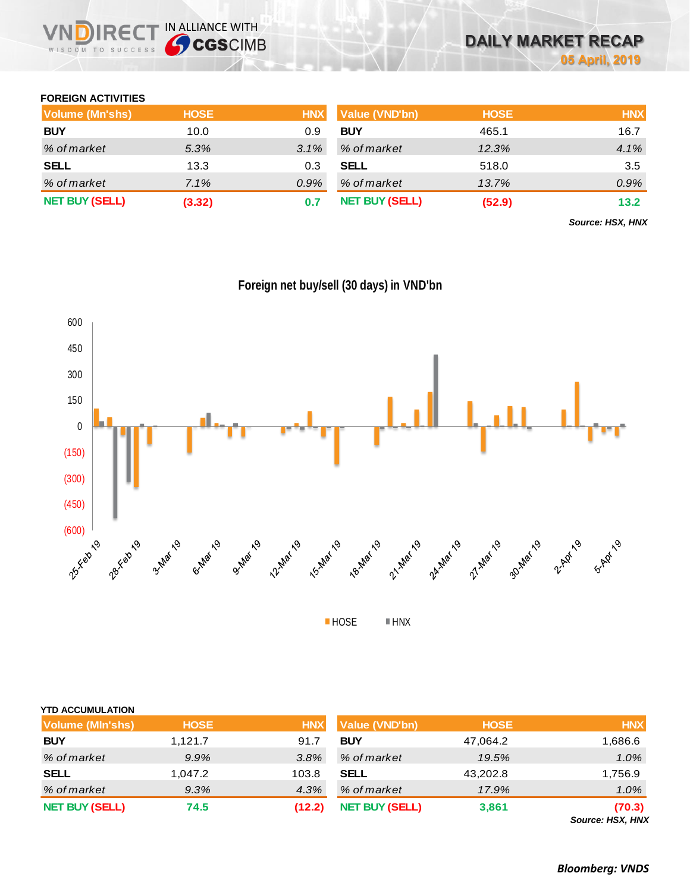## FOREIGN ACTIVITIES

| Volume (Mn'shs) | HOSE | HNX |
|---|---|---|
| **BUY** | 10.0 | 0.9 |
| *% of market* | *5.3%* | *3.1%* |
| **SELL** | 13.3 | 0.3 |
| *% of market* | *7.1%* | *0.9%* |
| **NET BUY (SELL)** | **(3.32)** | **0.7** |

| Value (VND'bn) | HOSE | HNX |
|---|---|---|
| **BUY** | 465.1 | 16.7 |
| *% of market* | *12.3%* | *4.1%* |
| **SELL** | 518.0 | 3.5 |
| *% of market* | *13.7%* | *0.9%* |
| **NET BUY (SELL)** | **(52.9)** | **13.2** |

***Source: HSX, HNX***

**Foreign net buy/sell (30 days) in VND'bn**

## YTD ACCUMULATION

| Volume (Mln'shs) | HOSE | HNX |
|---|---|---|
| **BUY** | 1,121.7 | 91.7 |
| *% of market* | *9.9%* | *3.8%* |
| **SELL** | 1,047.2 | 103.8 |
| *% of market* | *9.3%* | *4.3%* |
| **NET BUY (SELL)** | **74.5** | **(12.2)** |

| Value (VND'bn) | HOSE | HNX |
|---|---|---|
| **BUY** | 47,064.2 | 1,686.6 |
| *% of market* | *19.5%* | *1.0%* |
| **SELL** | 43,202.8 | 1,756.9 |
| *% of market* | *17.9%* | *1.0%* |
| **NET BUY (SELL)** | **3,861** | **(70.3)** |

***Source: HSX, HNX***

***Bloomberg: VNDS***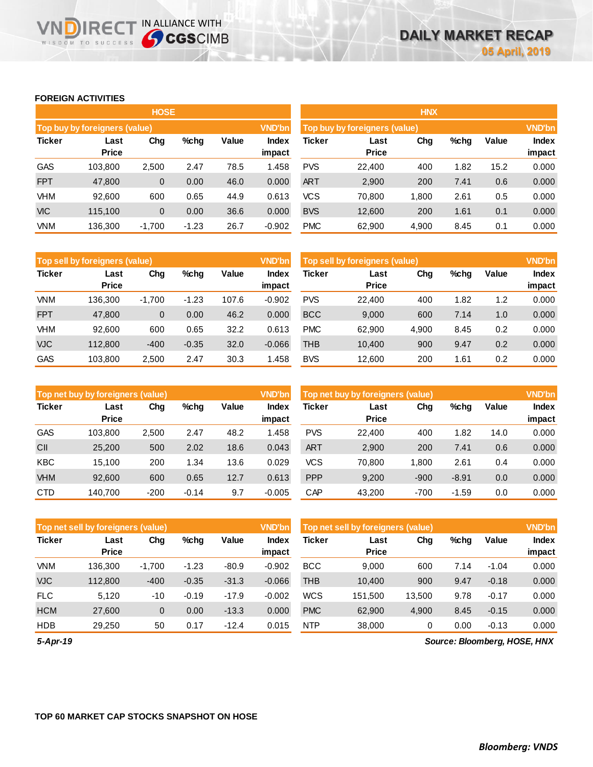## FOREIGN ACTIVITIES

### HOSE

| Top buy by foreigners (value) | | | | | VND'bn |
|---|---|---|---|---|---|
| Ticker | Last Price | Chg | %chg | Value | Index impact |
| GAS | 103,800 | 2,500 | 2.47 | 78.5 | 1.458 |
| FPT | 47,800 | 0 | 0.00 | 46.0 | 0.000 |
| VHM | 92,600 | 600 | 0.65 | 44.9 | 0.613 |
| VIC | 115,100 | 0 | 0.00 | 36.6 | 0.000 |
| VNM | 136,300 | -1,700 | -1.23 | 26.7 | -0.902 |

| Top sell by foreigners (value) | | | | | VND'bn |
|---|---|---|---|---|---|
| Ticker | Last Price | Chg | %chg | Value | Index impact |
| VNM | 136,300 | -1,700 | -1.23 | 107.6 | -0.902 |
| FPT | 47,800 | 0 | 0.00 | 46.2 | 0.000 |
| VHM | 92,600 | 600 | 0.65 | 32.2 | 0.613 |
| VJC | 112,800 | -400 | -0.35 | 32.0 | -0.066 |
| GAS | 103,800 | 2,500 | 2.47 | 30.3 | 1.458 |

| Top net buy by foreigners (value) | | | | | VND'bn |
|---|---|---|---|---|---|
| Ticker | Last Price | Chg | %chg | Value | Index impact |
| GAS | 103,800 | 2,500 | 2.47 | 48.2 | 1.458 |
| CII | 25,200 | 500 | 2.02 | 18.6 | 0.043 |
| KBC | 15,100 | 200 | 1.34 | 13.6 | 0.029 |
| VHM | 92,600 | 600 | 0.65 | 12.7 | 0.613 |
| CTD | 140,700 | -200 | -0.14 | 9.7 | -0.005 |

| Top net sell by foreigners (value) | | | | | VND'bn |
|---|---|---|---|---|---|
| Ticker | Last Price | Chg | %chg | Value | Index impact |
| VNM | 136,300 | -1,700 | -1.23 | -80.9 | -0.902 |
| VJC | 112,800 | -400 | -0.35 | -31.3 | -0.066 |
| FLC | 5,120 | -10 | -0.19 | -17.9 | -0.002 |
| HCM | 27,600 | 0 | 0.00 | -13.3 | 0.000 |
| HDB | 29,250 | 50 | 0.17 | -12.4 | 0.015 |

### HNX

| Top buy by foreigners (value) | | | | | VND'bn |
|---|---|---|---|---|---|
| Ticker | Last Price | Chg | %chg | Value | Index impact |
| PVS | 22,400 | 400 | 1.82 | 15.2 | 0.000 |
| ART | 2,900 | 200 | 7.41 | 0.6 | 0.000 |
| VCS | 70,800 | 1,800 | 2.61 | 0.5 | 0.000 |
| BVS | 12,600 | 200 | 1.61 | 0.1 | 0.000 |
| PMC | 62,900 | 4,900 | 8.45 | 0.1 | 0.000 |

| Top sell by foreigners (value) | | | | | VND'bn |
|---|---|---|---|---|---|
| Ticker | Last Price | Chg | %chg | Value | Index impact |
| PVS | 22,400 | 400 | 1.82 | 1.2 | 0.000 |
| BCC | 9,000 | 600 | 7.14 | 1.0 | 0.000 |
| PMC | 62,900 | 4,900 | 8.45 | 0.2 | 0.000 |
| THB | 10,400 | 900 | 9.47 | 0.2 | 0.000 |
| BVS | 12,600 | 200 | 1.61 | 0.2 | 0.000 |

| Top net buy by foreigners (value) | | | | | VND'bn |
|---|---|---|---|---|---|
| Ticker | Last Price | Chg | %chg | Value | Index impact |
| PVS | 22,400 | 400 | 1.82 | 14.0 | 0.000 |
| ART | 2,900 | 200 | 7.41 | 0.6 | 0.000 |
| VCS | 70,800 | 1,800 | 2.61 | 0.4 | 0.000 |
| PPP | 9,200 | -900 | -8.91 | 0.0 | 0.000 |
| CAP | 43,200 | -700 | -1.59 | 0.0 | 0.000 |

| Top net sell by foreigners (value) | | | | | VND'bn |
|---|---|---|---|---|---|
| Ticker | Last Price | Chg | %chg | Value | Index impact |
| BCC | 9,000 | 600 | 7.14 | -1.04 | 0.000 |
| THB | 10,400 | 900 | 9.47 | -0.18 | 0.000 |
| WCS | 151,500 | 13,500 | 9.78 | -0.17 | 0.000 |
| PMC | 62,900 | 4,900 | 8.45 | -0.15 | 0.000 |
| NTP | 38,000 | 0 | 0.00 | -0.13 | 0.000 |

*5-Apr-19*

*Source: Bloomberg, HOSE, HNX*

## TOP 60 MARKET CAP STOCKS SNAPSHOT ON HOSE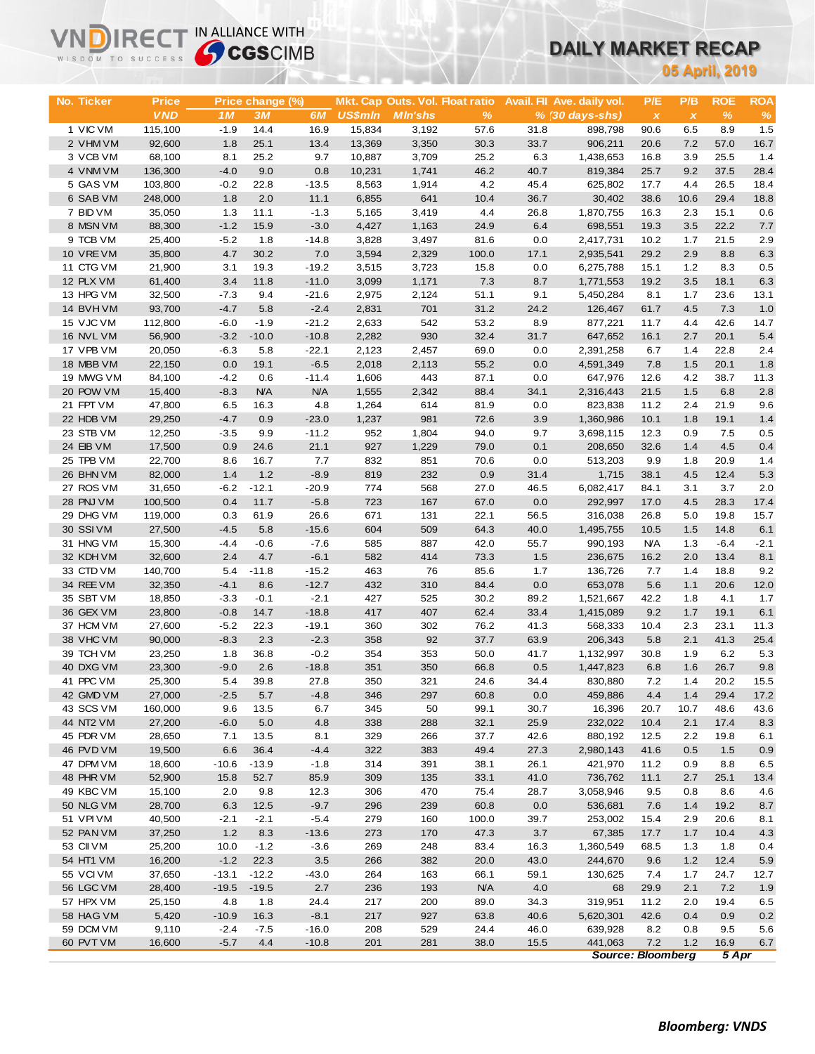# DAILY MARKET RECAP

**05 April, 2019**

| No. | Ticker | Price | Price change (%) | | | Mkt. Cap | Outs. Vol. | Float ratio | Avail. Fll | Ave. daily vol. | P/E | P/B | ROE | ROA |
|---|---|---|---|---|---|---|---|---|---|---|---|---|---|---|
| | | VND | 1M | 3M | 6M | US$mln | Mln'shs | % | % | (30 days-shs) | x | x | % | % |
| 1 | VIC VM | 115,100 | -1.9 | 14.4 | 16.9 | 15,834 | 3,192 | 57.6 | 31.8 | 898,798 | 90.6 | 6.5 | 8.9 | 1.5 |
| 2 | VHM VM | 92,600 | 1.8 | 25.1 | 13.4 | 13,369 | 3,350 | 30.3 | 33.7 | 906,211 | 20.6 | 7.2 | 57.0 | 16.7 |
| 3 | VCB VM | 68,100 | 8.1 | 25.2 | 9.7 | 10,887 | 3,709 | 25.2 | 6.3 | 1,438,653 | 16.8 | 3.9 | 25.5 | 1.4 |
| 4 | VNM VM | 136,300 | -4.0 | 9.0 | 0.8 | 10,231 | 1,741 | 46.2 | 40.7 | 819,384 | 25.7 | 9.2 | 37.5 | 28.4 |
| 5 | GAS VM | 103,800 | -0.2 | 22.8 | -13.5 | 8,563 | 1,914 | 4.2 | 45.4 | 625,802 | 17.7 | 4.4 | 26.5 | 18.4 |
| 6 | SAB VM | 248,000 | 1.8 | 2.0 | 11.1 | 6,855 | 641 | 10.4 | 36.7 | 30,402 | 38.6 | 10.6 | 29.4 | 18.8 |
| 7 | BID VM | 35,050 | 1.3 | 11.1 | -1.3 | 5,165 | 3,419 | 4.4 | 26.8 | 1,870,755 | 16.3 | 2.3 | 15.1 | 0.6 |
| 8 | MSN VM | 88,300 | -1.2 | 15.9 | -3.0 | 4,427 | 1,163 | 24.9 | 6.4 | 698,551 | 19.3 | 3.5 | 22.2 | 7.7 |
| 9 | TCB VM | 25,400 | -5.2 | 1.8 | -14.8 | 3,828 | 3,497 | 81.6 | 0.0 | 2,417,731 | 10.2 | 1.7 | 21.5 | 2.9 |
| 10 | VRE VM | 35,800 | 4.7 | 30.2 | 7.0 | 3,594 | 2,329 | 100.0 | 17.1 | 2,935,541 | 29.2 | 2.9 | 8.8 | 6.3 |
| 11 | CTG VM | 21,900 | 3.1 | 19.3 | -19.2 | 3,515 | 3,723 | 15.8 | 0.0 | 6,275,788 | 15.1 | 1.2 | 8.3 | 0.5 |
| 12 | PLX VM | 61,400 | 3.4 | 11.8 | -11.0 | 3,099 | 1,171 | 7.3 | 8.7 | 1,771,553 | 19.2 | 3.5 | 18.1 | 6.3 |
| 13 | HPG VM | 32,500 | -7.3 | 9.4 | -21.6 | 2,975 | 2,124 | 51.1 | 9.1 | 5,450,284 | 8.1 | 1.7 | 23.6 | 13.1 |
| 14 | BVH VM | 93,700 | -4.7 | 5.8 | -2.4 | 2,831 | 701 | 31.2 | 24.2 | 126,467 | 61.7 | 4.5 | 7.3 | 1.0 |
| 15 | VJC VM | 112,800 | -6.0 | -1.9 | -21.2 | 2,633 | 542 | 53.2 | 8.9 | 877,221 | 11.7 | 4.4 | 42.6 | 14.7 |
| 16 | NVL VM | 56,900 | -3.2 | -10.0 | -10.8 | 2,282 | 930 | 32.4 | 31.7 | 647,652 | 16.1 | 2.7 | 20.1 | 5.4 |
| 17 | VPB VM | 20,050 | -6.3 | 5.8 | -22.1 | 2,123 | 2,457 | 69.0 | 0.0 | 2,391,258 | 6.7 | 1.4 | 22.8 | 2.4 |
| 18 | MBB VM | 22,150 | 0.0 | 19.1 | -6.5 | 2,018 | 2,113 | 55.2 | 0.0 | 4,591,349 | 7.8 | 1.5 | 20.1 | 1.8 |
| 19 | MWG VM | 84,100 | -4.2 | 0.6 | -11.4 | 1,606 | 443 | 87.1 | 0.0 | 647,976 | 12.6 | 4.2 | 38.7 | 11.3 |
| 20 | POW VM | 15,400 | -8.3 | N/A | N/A | 1,555 | 2,342 | 88.4 | 34.1 | 2,316,443 | 21.5 | 1.5 | 6.8 | 2.8 |
| 21 | FPT VM | 47,800 | 6.5 | 16.3 | 4.8 | 1,264 | 614 | 81.9 | 0.0 | 823,838 | 11.2 | 2.4 | 21.9 | 9.6 |
| 22 | HDB VM | 29,250 | -4.7 | 0.9 | -23.0 | 1,237 | 981 | 72.6 | 3.9 | 1,360,986 | 10.1 | 1.8 | 19.1 | 1.4 |
| 23 | STB VM | 12,250 | -3.5 | 9.9 | -11.2 | 952 | 1,804 | 94.0 | 9.7 | 3,698,115 | 12.3 | 0.9 | 7.5 | 0.5 |
| 24 | EIB VM | 17,500 | 0.9 | 24.6 | 21.1 | 927 | 1,229 | 79.0 | 0.1 | 208,650 | 32.6 | 1.4 | 4.5 | 0.4 |
| 25 | TPB VM | 22,700 | 8.6 | 16.7 | 7.7 | 832 | 851 | 70.6 | 0.0 | 513,203 | 9.9 | 1.8 | 20.9 | 1.4 |
| 26 | BHN VM | 82,000 | 1.4 | 1.2 | -8.9 | 819 | 232 | 0.9 | 31.4 | 1,715 | 38.1 | 4.5 | 12.4 | 5.3 |
| 27 | ROS VM | 31,650 | -6.2 | -12.1 | -20.9 | 774 | 568 | 27.0 | 46.5 | 6,082,417 | 84.1 | 3.1 | 3.7 | 2.0 |
| 28 | PNJ VM | 100,500 | 0.4 | 11.7 | -5.8 | 723 | 167 | 67.0 | 0.0 | 292,997 | 17.0 | 4.5 | 28.3 | 17.4 |
| 29 | DHG VM | 119,000 | 0.3 | 61.9 | 26.6 | 671 | 131 | 22.1 | 56.5 | 316,038 | 26.8 | 5.0 | 19.8 | 15.7 |
| 30 | SSI VM | 27,500 | -4.5 | 5.8 | -15.6 | 604 | 509 | 64.3 | 40.0 | 1,495,755 | 10.5 | 1.5 | 14.8 | 6.1 |
| 31 | HNG VM | 15,300 | -4.4 | -0.6 | -7.6 | 585 | 887 | 42.0 | 55.7 | 990,193 | N/A | 1.3 | -6.4 | -2.1 |
| 32 | KDH VM | 32,600 | 2.4 | 4.7 | -6.1 | 582 | 414 | 73.3 | 1.5 | 236,675 | 16.2 | 2.0 | 13.4 | 8.1 |
| 33 | CTD VM | 140,700 | 5.4 | -11.8 | -15.2 | 463 | 76 | 85.6 | 1.7 | 136,726 | 7.7 | 1.4 | 18.8 | 9.2 |
| 34 | REE VM | 32,350 | -4.1 | 8.6 | -12.7 | 432 | 310 | 84.4 | 0.0 | 653,078 | 5.6 | 1.1 | 20.6 | 12.0 |
| 35 | SBT VM | 18,850 | -3.3 | -0.1 | -2.1 | 427 | 525 | 30.2 | 89.2 | 1,521,667 | 42.2 | 1.8 | 4.1 | 1.7 |
| 36 | GEX VM | 23,800 | -0.8 | 14.7 | -18.8 | 417 | 407 | 62.4 | 33.4 | 1,415,089 | 9.2 | 1.7 | 19.1 | 6.1 |
| 37 | HCM VM | 27,600 | -5.2 | 22.3 | -19.1 | 360 | 302 | 76.2 | 41.3 | 568,333 | 10.4 | 2.3 | 23.1 | 11.3 |
| 38 | VHC VM | 90,000 | -8.3 | 2.3 | -2.3 | 358 | 92 | 37.7 | 63.9 | 206,343 | 5.8 | 2.1 | 41.3 | 25.4 |
| 39 | TCH VM | 23,250 | 1.8 | 36.8 | -0.2 | 354 | 353 | 50.0 | 41.7 | 1,132,997 | 30.8 | 1.9 | 6.2 | 5.3 |
| 40 | DXG VM | 23,300 | -9.0 | 2.6 | -18.8 | 351 | 350 | 66.8 | 0.5 | 1,447,823 | 6.8 | 1.6 | 26.7 | 9.8 |
| 41 | PPC VM | 25,300 | 5.4 | 39.8 | 27.8 | 350 | 321 | 24.6 | 34.4 | 830,880 | 7.2 | 1.4 | 20.2 | 15.5 |
| 42 | GMD VM | 27,000 | -2.5 | 5.7 | -4.8 | 346 | 297 | 60.8 | 0.0 | 459,886 | 4.4 | 1.4 | 29.4 | 17.2 |
| 43 | SCS VM | 160,000 | 9.6 | 13.5 | 6.7 | 345 | 50 | 99.1 | 30.7 | 16,396 | 20.7 | 10.7 | 48.6 | 43.6 |
| 44 | NT2 VM | 27,200 | -6.0 | 5.0 | 4.8 | 338 | 288 | 32.1 | 25.9 | 232,022 | 10.4 | 2.1 | 17.4 | 8.3 |
| 45 | PDR VM | 28,650 | 7.1 | 13.5 | 8.1 | 329 | 266 | 37.7 | 42.6 | 880,192 | 12.5 | 2.2 | 19.8 | 6.1 |
| 46 | PVD VM | 19,500 | 6.6 | 36.4 | -4.4 | 322 | 383 | 49.4 | 27.3 | 2,980,143 | 41.6 | 0.5 | 1.5 | 0.9 |
| 47 | DPM VM | 18,600 | -10.6 | -13.9 | -1.8 | 314 | 391 | 38.1 | 26.1 | 421,970 | 11.2 | 0.9 | 8.8 | 6.5 |
| 48 | PHR VM | 52,900 | 15.8 | 52.7 | 85.9 | 309 | 135 | 33.1 | 41.0 | 736,762 | 11.1 | 2.7 | 25.1 | 13.4 |
| 49 | KBC VM | 15,100 | 2.0 | 9.8 | 12.3 | 306 | 470 | 75.4 | 28.7 | 3,058,946 | 9.5 | 0.8 | 8.6 | 4.6 |
| 50 | NLG VM | 28,700 | 6.3 | 12.5 | -9.7 | 296 | 239 | 60.8 | 0.0 | 536,681 | 7.6 | 1.4 | 19.2 | 8.7 |
| 51 | VPI VM | 40,500 | -2.1 | -2.1 | -5.4 | 279 | 160 | 100.0 | 39.7 | 253,002 | 15.4 | 2.9 | 20.6 | 8.1 |
| 52 | PAN VM | 37,250 | 1.2 | 8.3 | -13.6 | 273 | 170 | 47.3 | 3.7 | 67,385 | 17.7 | 1.7 | 10.4 | 4.3 |
| 53 | CII VM | 25,200 | 10.0 | -1.2 | -3.6 | 269 | 248 | 83.4 | 16.3 | 1,360,549 | 68.5 | 1.3 | 1.8 | 0.4 |
| 54 | HT1 VM | 16,200 | -1.2 | 22.3 | 3.5 | 266 | 382 | 20.0 | 43.0 | 244,670 | 9.6 | 1.2 | 12.4 | 5.9 |
| 55 | VCI VM | 37,650 | -13.1 | -12.2 | -43.0 | 264 | 163 | 66.1 | 59.1 | 130,625 | 7.4 | 1.7 | 24.7 | 12.7 |
| 56 | LGC VM | 28,400 | -19.5 | -19.5 | 2.7 | 236 | 193 | N/A | 4.0 | 68 | 29.9 | 2.1 | 7.2 | 1.9 |
| 57 | HPX VM | 25,150 | 4.8 | 1.8 | 24.4 | 217 | 200 | 89.0 | 34.3 | 319,951 | 11.2 | 2.0 | 19.4 | 6.5 |
| 58 | HAG VM | 5,420 | -10.9 | 16.3 | -8.1 | 217 | 927 | 63.8 | 40.6 | 5,620,301 | 42.6 | 0.4 | 0.9 | 0.2 |
| 59 | DCM VM | 9,110 | -2.4 | -7.5 | -16.0 | 208 | 529 | 24.4 | 46.0 | 639,928 | 8.2 | 0.8 | 9.5 | 5.6 |
| 60 | PVT VM | 16,600 | -5.7 | 4.4 | -10.8 | 201 | 281 | 38.0 | 15.5 | 441,063 | 7.2 | 1.2 | 16.9 | 6.7 |

*Source: Bloomberg* *5 Apr*

*Bloomberg: VNDS*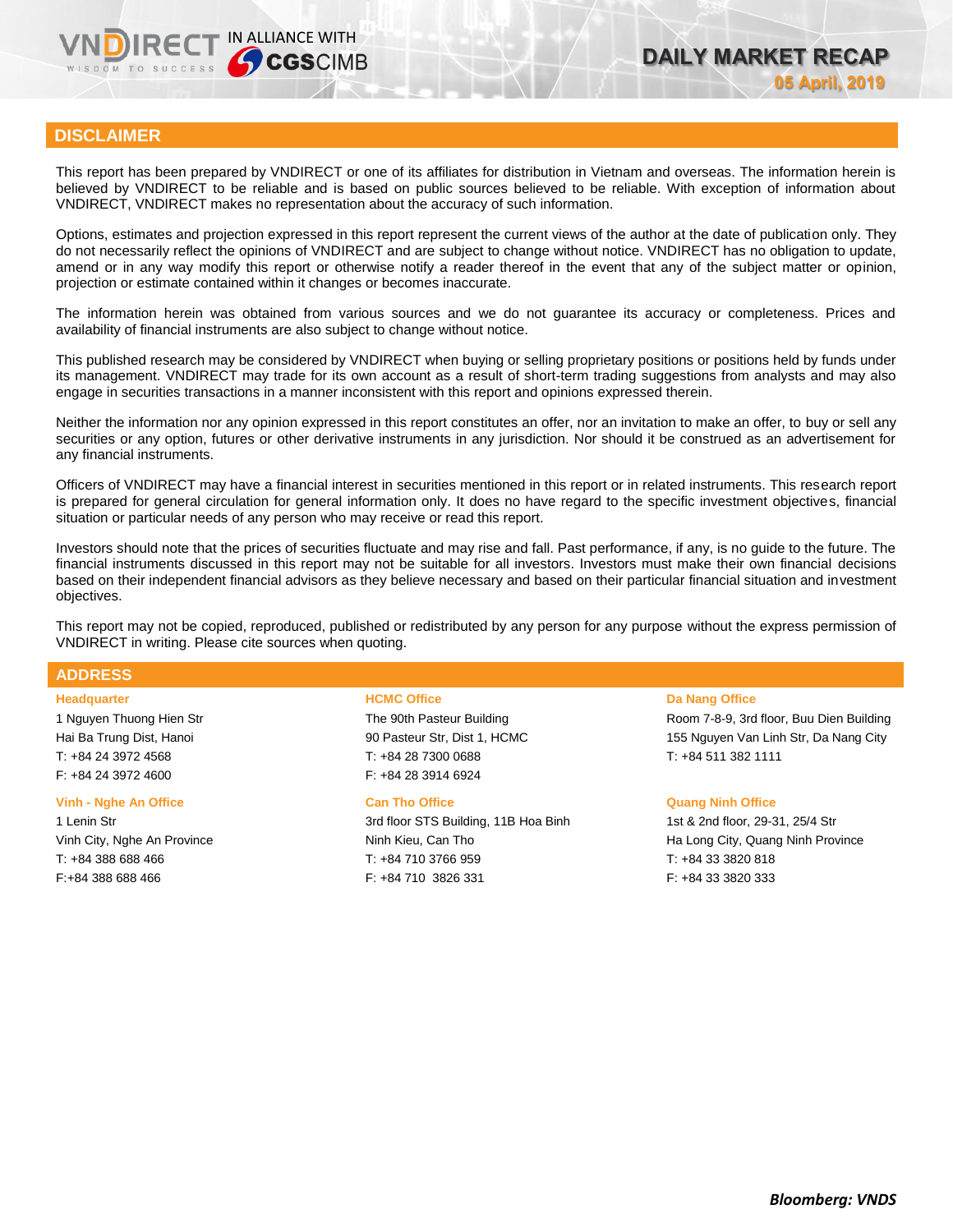## DISCLAIMER

This report has been prepared by VNDIRECT or one of its affiliates for distribution in Vietnam and overseas. The information herein is believed by VNDIRECT to be reliable and is based on public sources believed to be reliable. With exception of information about VNDIRECT, VNDIRECT makes no representation about the accuracy of such information.

Options, estimates and projection expressed in this report represent the current views of the author at the date of publication only. They do not necessarily reflect the opinions of VNDIRECT and are subject to change without notice. VNDIRECT has no obligation to update, amend or in any way modify this report or otherwise notify a reader thereof in the event that any of the subject matter or opinion, projection or estimate contained within it changes or becomes inaccurate.

The information herein was obtained from various sources and we do not guarantee its accuracy or completeness. Prices and availability of financial instruments are also subject to change without notice.

This published research may be considered by VNDIRECT when buying or selling proprietary positions or positions held by funds under its management. VNDIRECT may trade for its own account as a result of short-term trading suggestions from analysts and may also engage in securities transactions in a manner inconsistent with this report and opinions expressed therein.

Neither the information nor any opinion expressed in this report constitutes an offer, nor an invitation to make an offer, to buy or sell any securities or any option, futures or other derivative instruments in any jurisdiction. Nor should it be construed as an advertisement for any financial instruments.

Officers of VNDIRECT may have a financial interest in securities mentioned in this report or in related instruments. This research report is prepared for general circulation for general information only. It does no have regard to the specific investment objectives, financial situation or particular needs of any person who may receive or read this report.

Investors should note that the prices of securities fluctuate and may rise and fall. Past performance, if any, is no guide to the future. The financial instruments discussed in this report may not be suitable for all investors. Investors must make their own financial decisions based on their independent financial advisors as they believe necessary and based on their particular financial situation and investment objectives.

This report may not be copied, reproduced, published or redistributed by any person for any purpose without the express permission of VNDIRECT in writing. Please cite sources when quoting.

## ADDRESS

**Headquarter**
1 Nguyen Thuong Hien Str
Hai Ba Trung Dist, Hanoi
T: +84 24 3972 4568
F: +84 24 3972 4600

**HCMC Office**
The 90th Pasteur Building
90 Pasteur Str, Dist 1, HCMC
T: +84 28 7300 0688
F: +84 28 3914 6924

**Da Nang Office**
Room 7-8-9, 3rd floor, Buu Dien Building
155 Nguyen Van Linh Str, Da Nang City
T: +84 511 382 1111

**Vinh - Nghe An Office**
1 Lenin Str
Vinh City, Nghe An Province
T: +84 388 688 466
F:+84 388 688 466

**Can Tho Office**
3rd floor STS Building, 11B Hoa Binh
Ninh Kieu, Can Tho
T: +84 710 3766 959
F: +84 710 3826 331

**Quang Ninh Office**
1st & 2nd floor, 29-31, 25/4 Str
Ha Long City, Quang Ninh Province
T: +84 33 3820 818
F: +84 33 3820 333

***Bloomberg: VNDS***